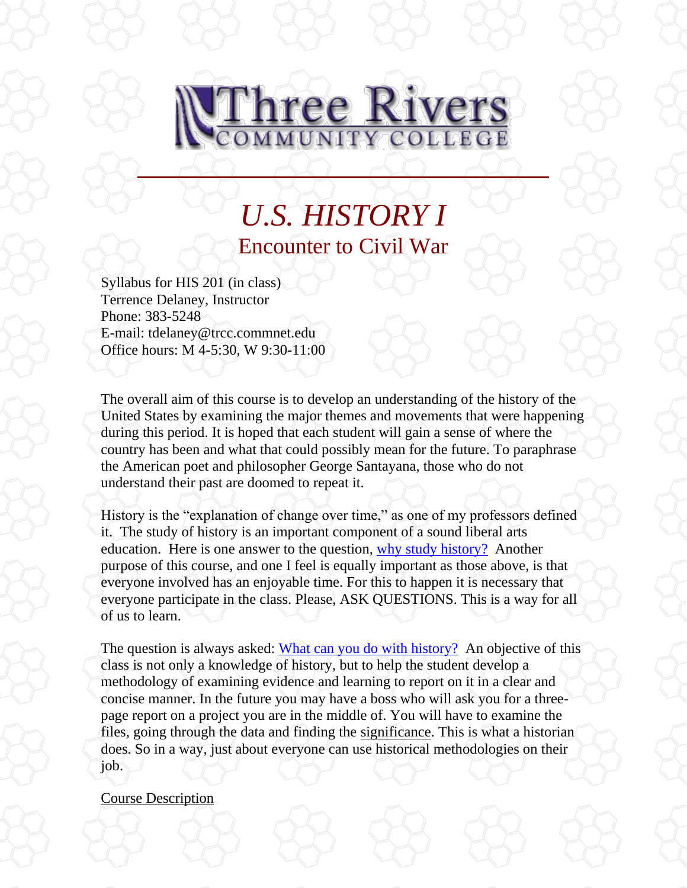Three Rivers COMMUNITY COLLEGE

# *U.S. HISTORY I*

## Encounter to Civil War

Syllabus for HIS 201 (in class)
Terrence Delaney, Instructor
Phone: 383-5248
E-mail: tdelaney@trcc.commnet.edu
Office hours: M 4-5:30, W 9:30-11:00

The overall aim of this course is to develop an understanding of the history of the United States by examining the major themes and movements that were happening during this period. It is hoped that each student will gain a sense of where the country has been and what that could possibly mean for the future. To paraphrase the American poet and philosopher George Santayana, those who do not understand their past are doomed to repeat it.

History is the "explanation of change over time," as one of my professors defined it. The study of history is an important component of a sound liberal arts education. Here is one answer to the question, why study history? Another purpose of this course, and one I feel is equally important as those above, is that everyone involved has an enjoyable time. For this to happen it is necessary that everyone participate in the class. Please, ASK QUESTIONS. This is a way for all of us to learn.

The question is always asked: What can you do with history? An objective of this class is not only a knowledge of history, but to help the student develop a methodology of examining evidence and learning to report on it in a clear and concise manner. In the future you may have a boss who will ask you for a three-page report on a project you are in the middle of. You will have to examine the files, going through the data and finding the significance. This is what a historian does. So in a way, just about everyone can use historical methodologies on their job.

Course Description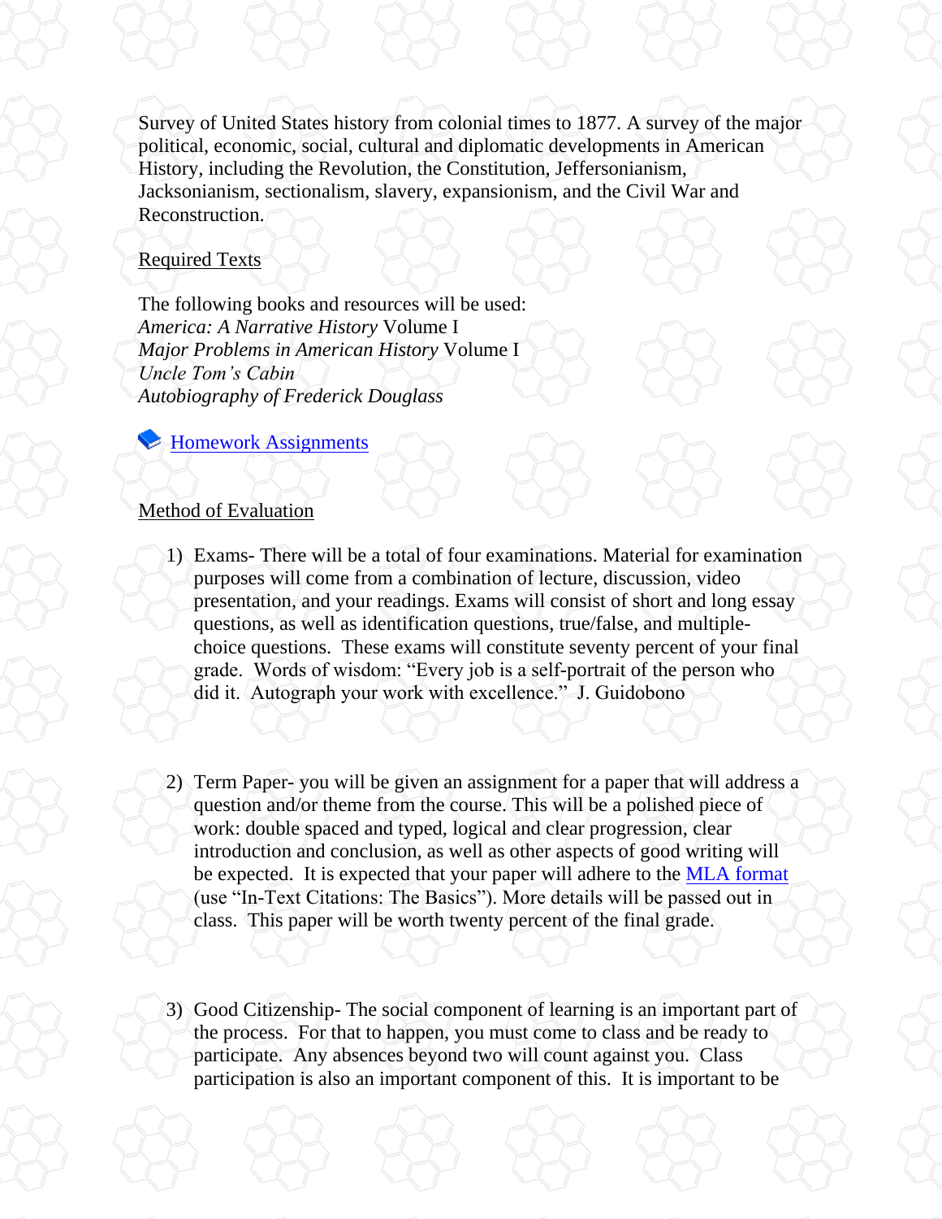Survey of United States history from colonial times to 1877. A survey of the major political, economic, social, cultural and diplomatic developments in American History, including the Revolution, the Constitution, Jeffersonianism, Jacksonianism, sectionalism, slavery, expansionism, and the Civil War and Reconstruction.

<u>Required Texts</u>

The following books and resources will be used:
*America: A Narrative History* Volume I
*Major Problems in American History* Volume I
*Uncle Tom's Cabin*
*Autobiography of Frederick Douglass*

[Homework Assignments]

<u>Method of Evaluation</u>

1) Exams- There will be a total of four examinations. Material for examination purposes will come from a combination of lecture, discussion, video presentation, and your readings. Exams will consist of short and long essay questions, as well as identification questions, true/false, and multiple-choice questions. These exams will constitute seventy percent of your final grade. Words of wisdom: "Every job is a self-portrait of the person who did it. Autograph your work with excellence." J. Guidobono

2) Term Paper- you will be given an assignment for a paper that will address a question and/or theme from the course. This will be a polished piece of work: double spaced and typed, logical and clear progression, clear introduction and conclusion, as well as other aspects of good writing will be expected. It is expected that your paper will adhere to the [MLA format] (use "In-Text Citations: The Basics"). More details will be passed out in class. This paper will be worth twenty percent of the final grade.

3) Good Citizenship- The social component of learning is an important part of the process. For that to happen, you must come to class and be ready to participate. Any absences beyond two will count against you. Class participation is also an important component of this. It is important to be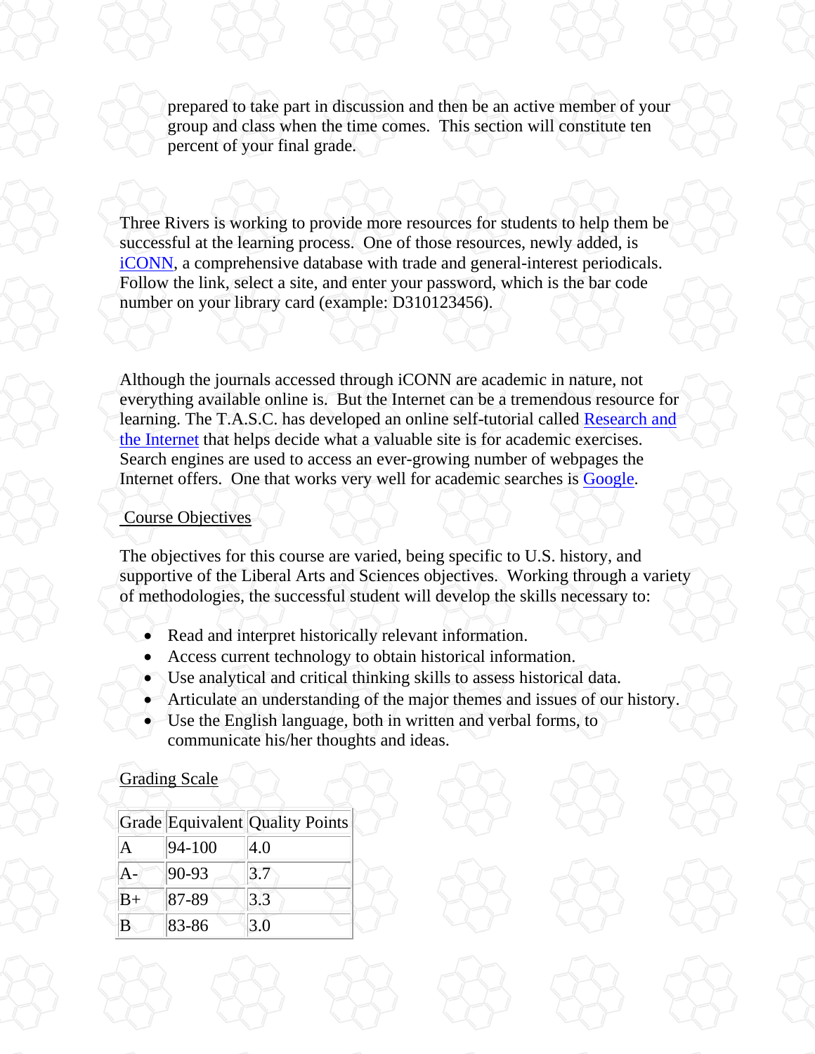prepared to take part in discussion and then be an active member of your group and class when the time comes. This section will constitute ten percent of your final grade.

Three Rivers is working to provide more resources for students to help them be successful at the learning process. One of those resources, newly added, is iCONN, a comprehensive database with trade and general-interest periodicals. Follow the link, select a site, and enter your password, which is the bar code number on your library card (example: D310123456).

Although the journals accessed through iCONN are academic in nature, not everything available online is. But the Internet can be a tremendous resource for learning. The T.A.S.C. has developed an online self-tutorial called Research and the Internet that helps decide what a valuable site is for academic exercises. Search engines are used to access an ever-growing number of webpages the Internet offers. One that works very well for academic searches is Google.

## Course Objectives

The objectives for this course are varied, being specific to U.S. history, and supportive of the Liberal Arts and Sciences objectives. Working through a variety of methodologies, the successful student will develop the skills necessary to:

- Read and interpret historically relevant information.
- Access current technology to obtain historical information.
- Use analytical and critical thinking skills to assess historical data.
- Articulate an understanding of the major themes and issues of our history.
- Use the English language, both in written and verbal forms, to communicate his/her thoughts and ideas.

## Grading Scale

| Grade | Equivalent | Quality Points |
|---|---|---|
| A | 94-100 | 4.0 |
| A- | 90-93 | 3.7 |
| B+ | 87-89 | 3.3 |
| B | 83-86 | 3.0 |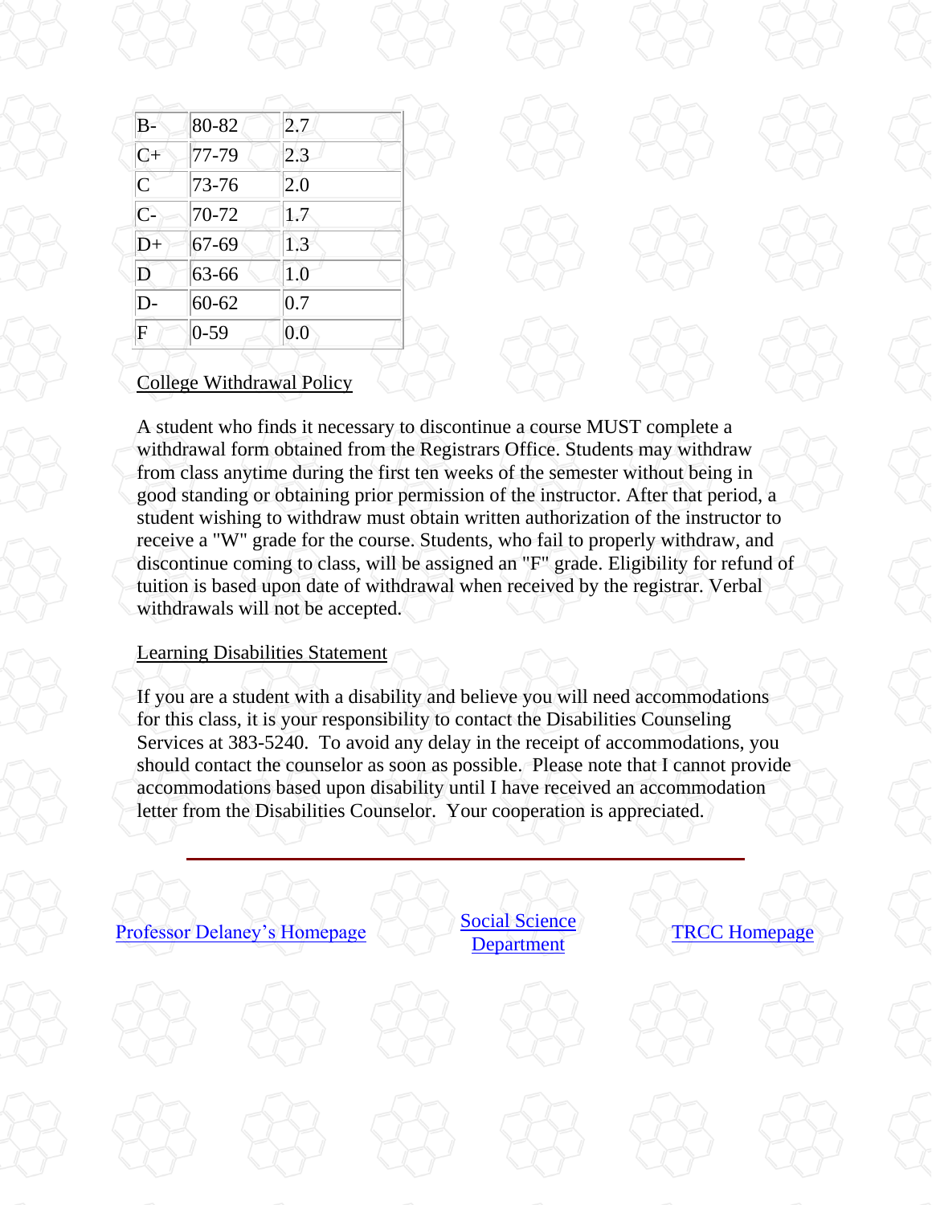| | | |
|---|---|---|
| B- | 80-82 | 2.7 |
| C+ | 77-79 | 2.3 |
| C | 73-76 | 2.0 |
| C- | 70-72 | 1.7 |
| D+ | 67-69 | 1.3 |
| D | 63-66 | 1.0 |
| D- | 60-62 | 0.7 |
| F | 0-59 | 0.0 |

College Withdrawal Policy

A student who finds it necessary to discontinue a course MUST complete a withdrawal form obtained from the Registrars Office. Students may withdraw from class anytime during the first ten weeks of the semester without being in good standing or obtaining prior permission of the instructor. After that period, a student wishing to withdraw must obtain written authorization of the instructor to receive a "W" grade for the course. Students, who fail to properly withdraw, and discontinue coming to class, will be assigned an "F" grade. Eligibility for refund of tuition is based upon date of withdrawal when received by the registrar. Verbal withdrawals will not be accepted.

Learning Disabilities Statement

If you are a student with a disability and believe you will need accommodations for this class, it is your responsibility to contact the Disabilities Counseling Services at 383-5240. To avoid any delay in the receipt of accommodations, you should contact the counselor as soon as possible. Please note that I cannot provide accommodations based upon disability until I have received an accommodation letter from the Disabilities Counselor. Your cooperation is appreciated.

---

Professor Delaney's Homepage | Social Science Department | TRCC Homepage